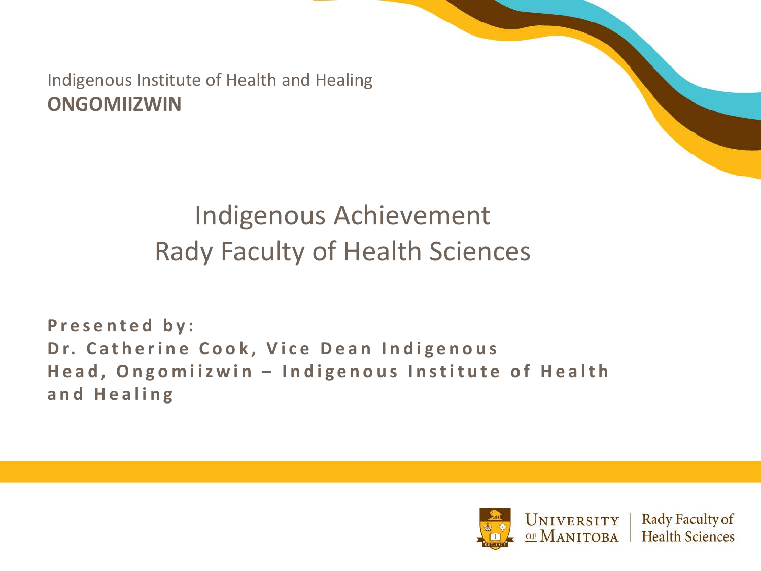Indigenous Institute of Health and Healing
**ONGOMIIZWIN**

# Indigenous Achievement
# Rady Faculty of Health Sciences

**Presented by:**
**Dr. Catherine Cook, Vice Dean Indigenous**
**Head, Ongomiizwin – Indigenous Institute of Health and Healing**

University of Manitoba | Rady Faculty of Health Sciences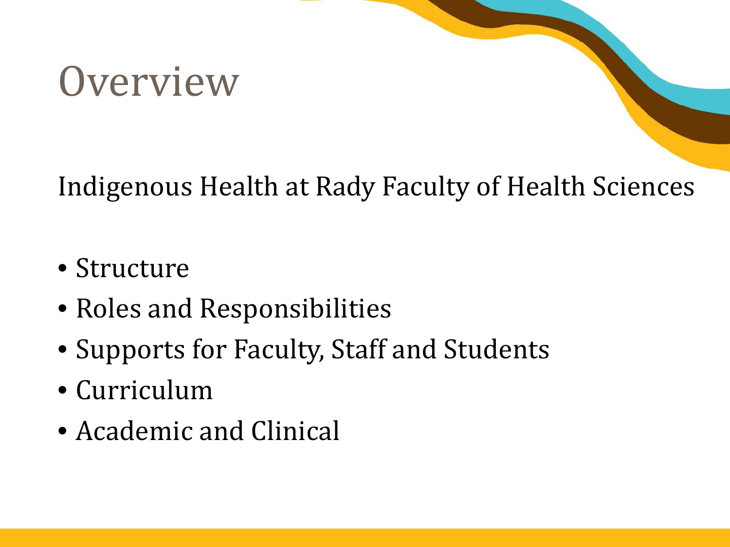# Overview

Indigenous Health at Rady Faculty of Health Sciences

- Structure
- Roles and Responsibilities
- Supports for Faculty, Staff and Students
- Curriculum
- Academic and Clinical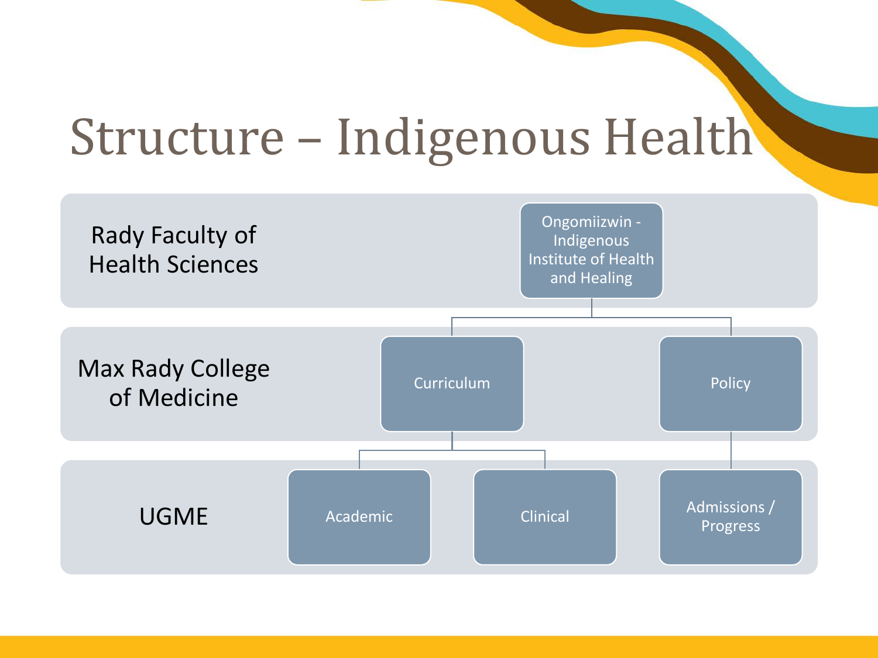# Structure – Indigenous Health

**Rady Faculty of Health Sciences**

- Ongomiizwin - Indigenous Institute of Health and Healing

**Max Rady College of Medicine**

- Curriculum
- Policy

**UGME**

- Academic
- Clinical
- Admissions / Progress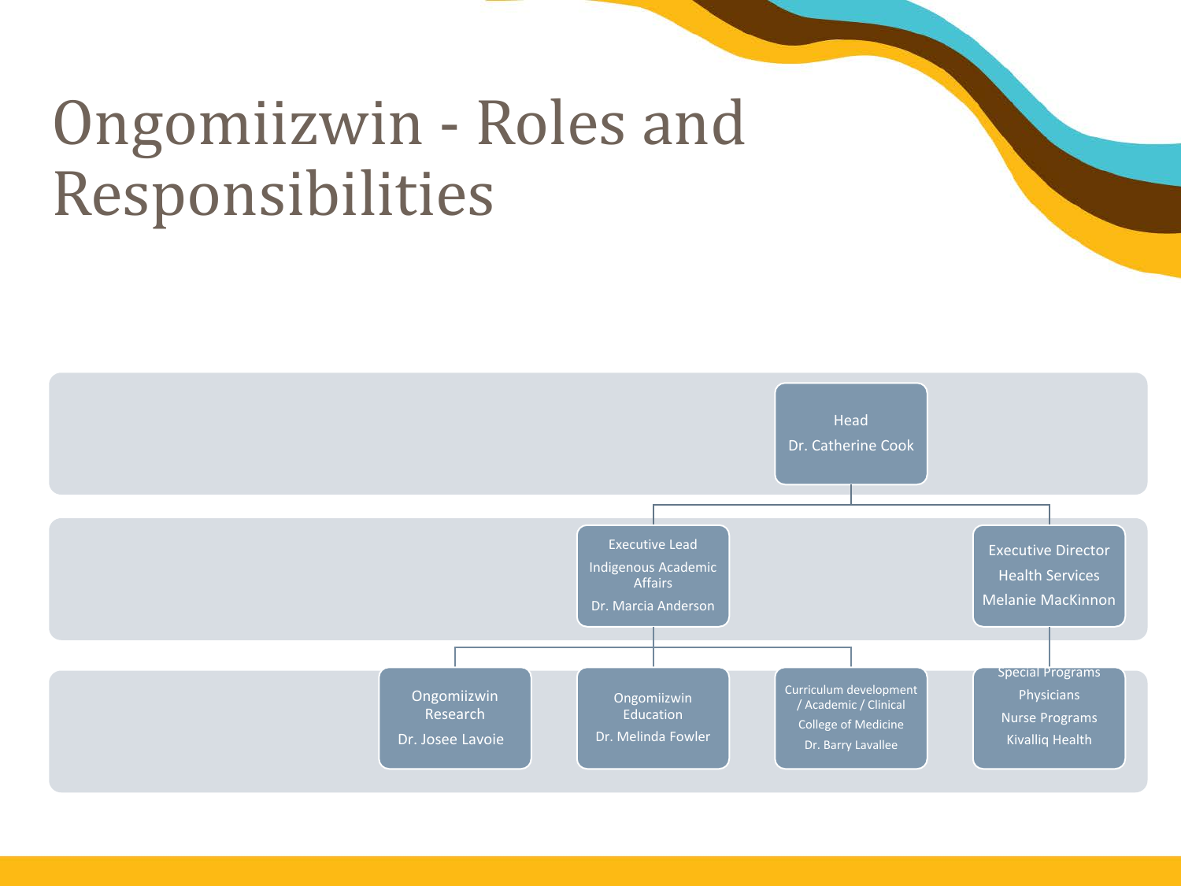# Ongomiizwin - Roles and Responsibilities

- **Head**
  Dr. Catherine Cook
  - **Executive Lead**
    Indigenous Academic Affairs
    Dr. Marcia Anderson
    - Ongomiizwin Research
      Dr. Josee Lavoie
    - Ongomiizwin Education
      Dr. Melinda Fowler
    - Curriculum development / Academic / Clinical
      College of Medicine
      Dr. Barry Lavallee
  - **Executive Director**
    Health Services
    Melanie MacKinnon
    - Special Programs
      Physicians
      Nurse Programs
      Kivalliq Health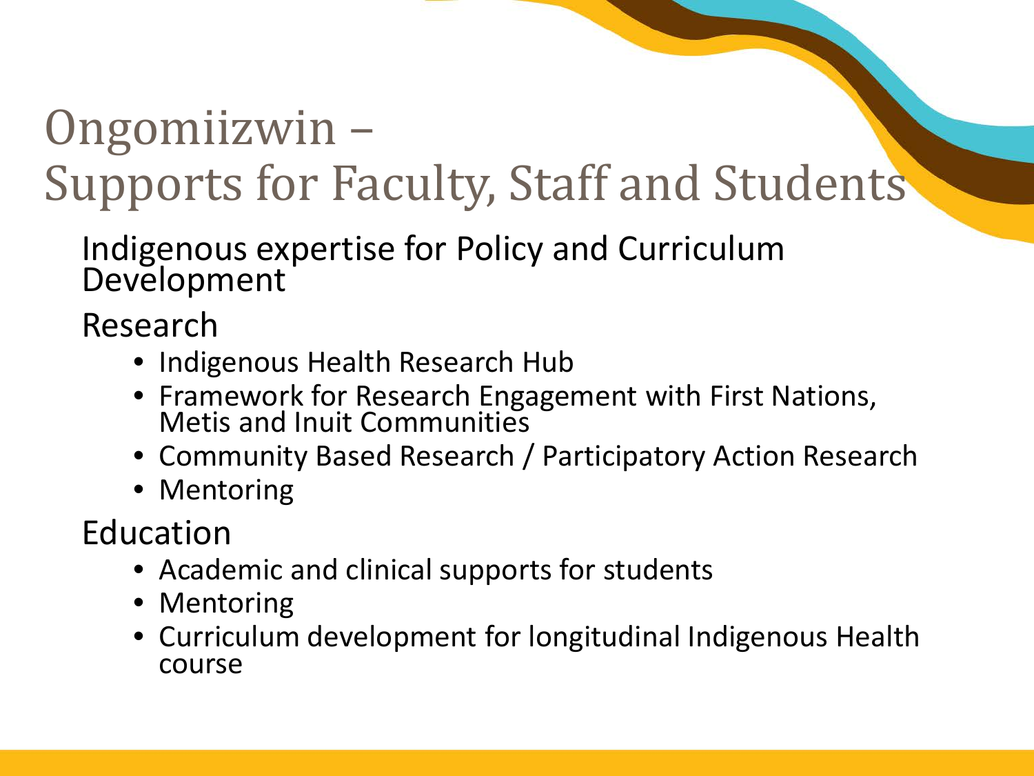# Ongomiizwin – Supports for Faculty, Staff and Students

Indigenous expertise for Policy and Curriculum Development

Research

- Indigenous Health Research Hub
- Framework for Research Engagement with First Nations, Metis and Inuit Communities
- Community Based Research / Participatory Action Research
- Mentoring

Education

- Academic and clinical supports for students
- Mentoring
- Curriculum development for longitudinal Indigenous Health course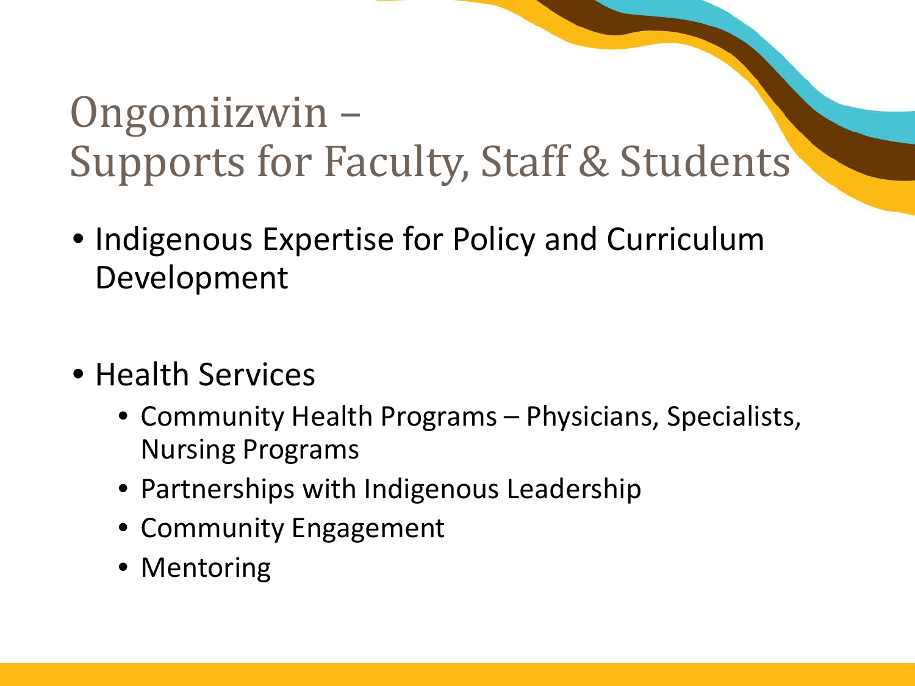# Ongomiizwin – Supports for Faculty, Staff & Students

- Indigenous Expertise for Policy and Curriculum Development

- Health Services
  - Community Health Programs – Physicians, Specialists, Nursing Programs
  - Partnerships with Indigenous Leadership
  - Community Engagement
  - Mentoring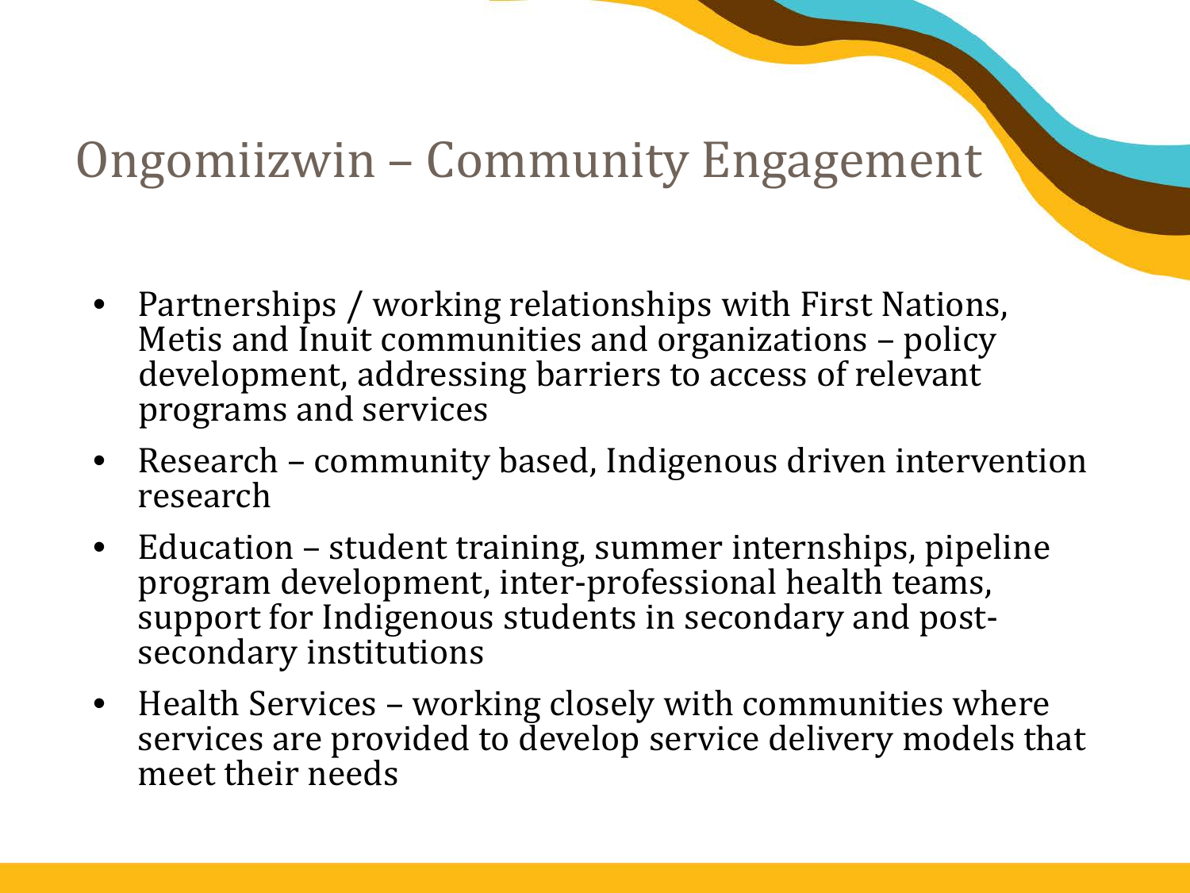# Ongomiizwin – Community Engagement

- Partnerships / working relationships with First Nations, Metis and Inuit communities and organizations – policy development, addressing barriers to access of relevant programs and services
- Research – community based, Indigenous driven intervention research
- Education – student training, summer internships, pipeline program development, inter-professional health teams, support for Indigenous students in secondary and post-secondary institutions
- Health Services – working closely with communities where services are provided to develop service delivery models that meet their needs